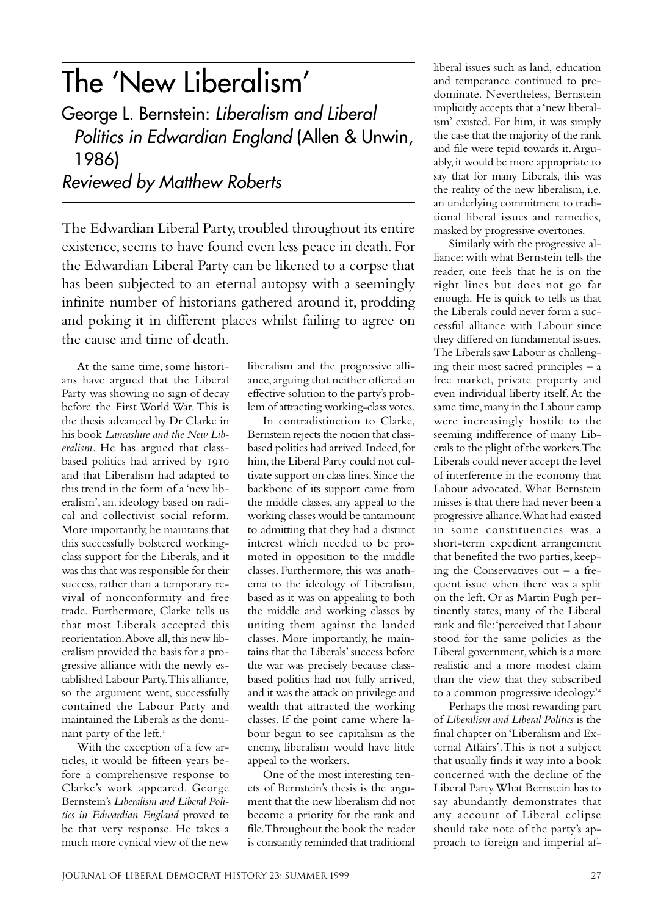# The 'New Liberalism'

## George L. Bernstein: *Liberalism and Liberal Politics in Edwardian England* (Allen & Unwin, 1986)

### *Reviewed by Matthew Roberts*

The Edwardian Liberal Party, troubled throughout its entire existence, seems to have found even less peace in death. For the Edwardian Liberal Party can be likened to a corpse that has been subjected to an eternal autopsy with a seemingly infinite number of historians gathered around it, prodding and poking it in different places whilst failing to agree on the cause and time of death.

At the same time, some historians have argued that the Liberal Party was showing no sign of decay before the First World War. This is the thesis advanced by Dr Clarke in his book *Lancashire and the New Liberalism*. He has argued that class-based politics had arrived by 1910 and that Liberalism had adapted to this trend in the form of a 'new liberalism', an. ideology based on radical and collectivist social reform. More importantly, he maintains that this successfully bolstered working-class support for the Liberals, and it was this that was responsible for their success, rather than a temporary revival of nonconformity and free trade. Furthermore, Clarke tells us that most Liberals accepted this reorientation. Above all, this new liberalism provided the basis for a progressive alliance with the newly established Labour Party. This alliance, so the argument went, successfully contained the Labour Party and maintained the Liberals as the dominant party of the left.[1]

With the exception of a few articles, it would be fifteen years before a comprehensive response to Clarke's work appeared. George Bernstein's *Liberalism and Liberal Politics in Edwardian England* proved to be that very response. He takes a much more cynical view of the new liberalism and the progressive alliance, arguing that neither offered an effective solution to the party's problem of attracting working-class votes.

In contradistinction to Clarke, Bernstein rejects the notion that class-based politics had arrived. Indeed, for him, the Liberal Party could not cultivate support on class lines. Since the backbone of its support came from the middle classes, any appeal to the working classes would be tantamount to admitting that they had a distinct interest which needed to be promoted in opposition to the middle classes. Furthermore, this was anathema to the ideology of Liberalism, based as it was on appealing to both the middle and working classes by uniting them against the landed classes. More importantly, he maintains that the Liberals' success before the war was precisely because class-based politics had not fully arrived, and it was the attack on privilege and wealth that attracted the working classes. If the point came where labour began to see capitalism as the enemy, liberalism would have little appeal to the workers.

One of the most interesting tenets of Bernstein's thesis is the argument that the new liberalism did not become a priority for the rank and file. Throughout the book the reader is constantly reminded that traditional liberal issues such as land, education and temperance continued to predominate. Nevertheless, Bernstein implicitly accepts that a 'new liberalism' existed. For him, it was simply the case that the majority of the rank and file were tepid towards it. Arguably, it would be more appropriate to say that for many Liberals, this was the reality of the new liberalism, i.e. an underlying commitment to traditional liberal issues and remedies, masked by progressive overtones.

Similarly with the progressive alliance: with what Bernstein tells the reader, one feels that he is on the right lines but does not go far enough. He is quick to tells us that the Liberals could never form a successful alliance with Labour since they differed on fundamental issues. The Liberals saw Labour as challenging their most sacred principles – a free market, private property and even individual liberty itself. At the same time, many in the Labour camp were increasingly hostile to the seeming indifference of many Liberals to the plight of the workers. The Liberals could never accept the level of interference in the economy that Labour advocated. What Bernstein misses is that there had never been a progressive alliance. What had existed in some constituencies was a short-term expedient arrangement that benefited the two parties, keeping the Conservatives out – a frequent issue when there was a split on the left. Or as Martin Pugh pertinently states, many of the Liberal rank and file: 'perceived that Labour stood for the same policies as the Liberal government, which is a more realistic and a more modest claim than the view that they subscribed to a common progressive ideology.'[2]

Perhaps the most rewarding part of *Liberalism and Liberal Politics* is the final chapter on 'Liberalism and External Affairs'. This is not a subject that usually finds it way into a book concerned with the decline of the Liberal Party. What Bernstein has to say abundantly demonstrates that any account of Liberal eclipse should take note of the party's approach to foreign and imperial af-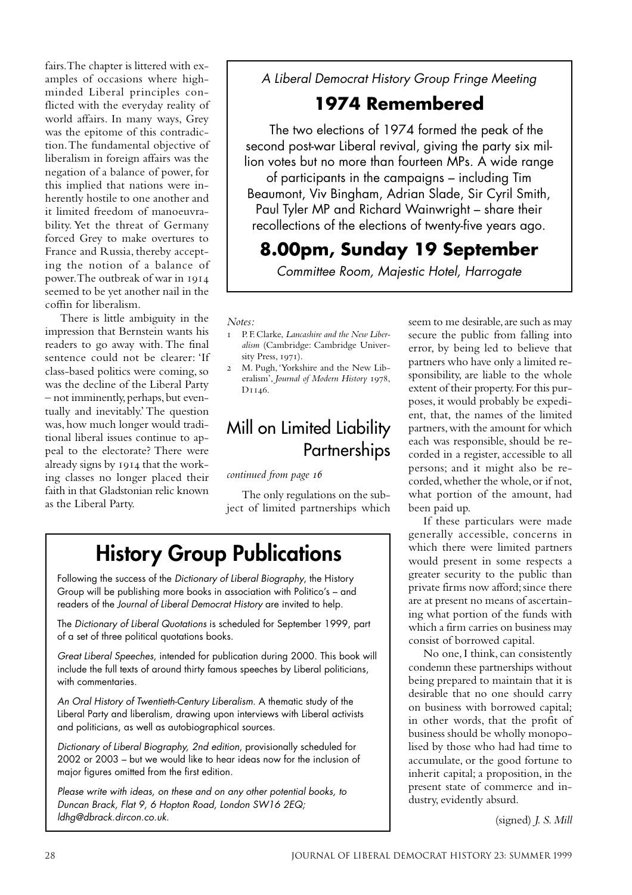fairs. The chapter is littered with examples of occasions where high-minded Liberal principles conflicted with the everyday reality of world affairs. In many ways, Grey was the epitome of this contradiction. The fundamental objective of liberalism in foreign affairs was the negation of a balance of power, for this implied that nations were inherently hostile to one another and it limited freedom of manoeuvrability. Yet the threat of Germany forced Grey to make overtures to France and Russia, thereby accepting the notion of a balance of power. The outbreak of war in 1914 seemed to be yet another nail in the coffin for liberalism.

There is little ambiguity in the impression that Bernstein wants his readers to go away with. The final sentence could not be clearer: 'If class-based politics were coming, so was the decline of the Liberal Party – not imminently, perhaps, but eventually and inevitably.' The question was, how much longer would traditional liberal issues continue to appeal to the electorate? There were already signs by 1914 that the working classes no longer placed their faith in that Gladstonian relic known as the Liberal Party.

*A Liberal Democrat History Group Fringe Meeting*

## 1974 Remembered

The two elections of 1974 formed the peak of the second post-war Liberal revival, giving the party six million votes but no more than fourteen MPs. A wide range of participants in the campaigns – including Tim Beaumont, Viv Bingham, Adrian Slade, Sir Cyril Smith, Paul Tyler MP and Richard Wainwright – share their recollections of the elections of twenty-five years ago.

**8.00pm, Sunday 19 September**

*Committee Room, Majestic Hotel, Harrogate*

*Notes:*

1. P. F. Clarke, *Lancashire and the New Liberalism* (Cambridge: Cambridge University Press, 1971).
2. M. Pugh, 'Yorkshire and the New Liberalism', *Journal of Modern History* 1978, D1146.

## Mill on Limited Liability Partnerships

*continued from page 16*

The only regulations on the subject of limited partnerships which seem to me desirable, are such as may secure the public from falling into error, by being led to believe that partners who have only a limited responsibility, are liable to the whole extent of their property. For this purposes, it would probably be expedient, that, the names of the limited partners, with the amount for which each was responsible, should be recorded in a register, accessible to all persons; and it might also be recorded, whether the whole, or if not, what portion of the amount, had been paid up.

If these particulars were made generally accessible, concerns in which there were limited partners would present in some respects a greater security to the public than private firms now afford; since there are at present no means of ascertaining what portion of the funds with which a firm carries on business may consist of borrowed capital.

No one, I think, can consistently condemn these partnerships without being prepared to maintain that it is desirable that no one should carry on business with borrowed capital; in other words, that the profit of business should be wholly monopolised by those who had had time to accumulate, or the good fortune to inherit capital; a proposition, in the present state of commerce and industry, evidently absurd.

(signed) *J. S. Mill*

## History Group Publications

Following the success of the *Dictionary of Liberal Biography*, the History Group will be publishing more books in association with Politico's – and readers of the *Journal of Liberal Democrat History* are invited to help.

The *Dictionary of Liberal Quotations* is scheduled for September 1999, part of a set of three political quotations books.

*Great Liberal Speeches*, intended for publication during 2000. This book will include the full texts of around thirty famous speeches by Liberal politicians, with commentaries.

*An Oral History of Twentieth-Century Liberalism*. A thematic study of the Liberal Party and liberalism, drawing upon interviews with Liberal activists and politicians, as well as autobiographical sources.

*Dictionary of Liberal Biography, 2nd edition*, provisionally scheduled for 2002 or 2003 – but we would like to hear ideas now for the inclusion of major figures omitted from the first edition.

*Please write with ideas, on these and on any other potential books, to Duncan Brack, Flat 9, 6 Hopton Road, London SW16 2EQ; ldhg@dbrack.dircon.co.uk.*